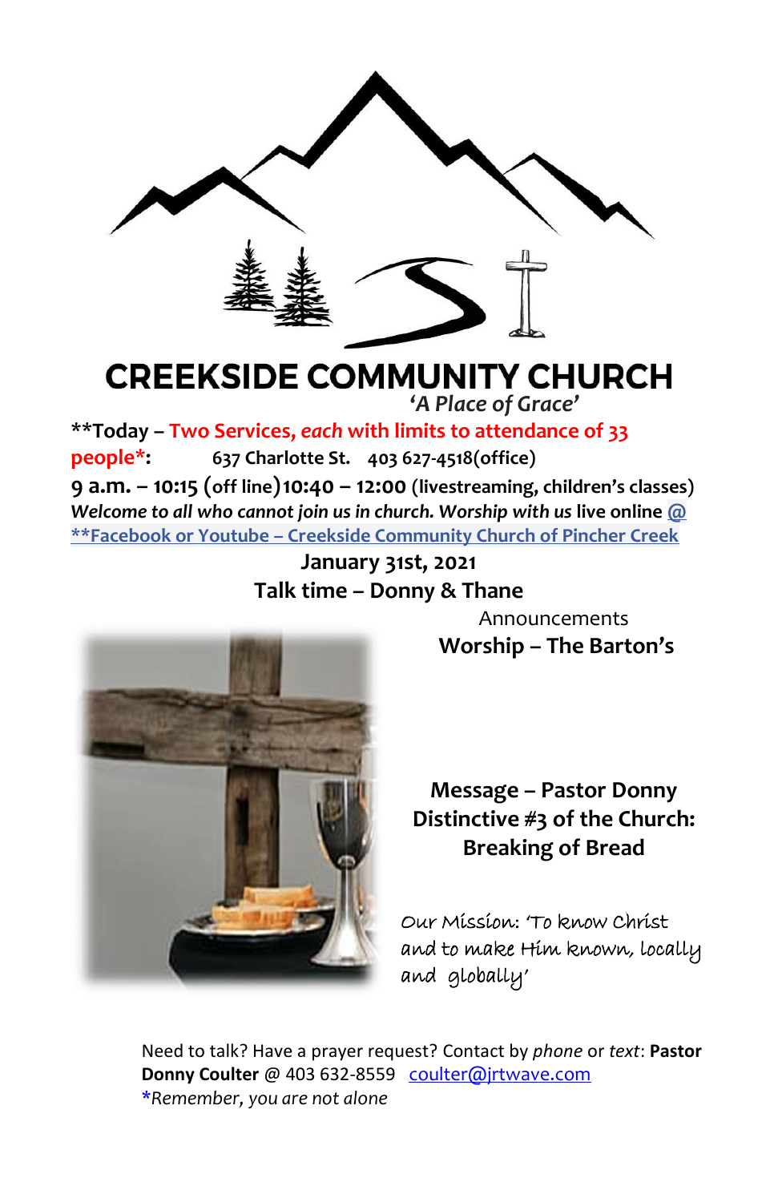# CREEKSIDE COMMUNITY CHURCH

*'A Place of Grace'*

**Today – Two Services, *each* with limits to attendance of 33 people*: 637 Charlotte St. 403 627-4518(office)

**9 a.m. – 10:15** (off line) **10:40 – 12:00** (livestreaming, children's classes)

***Welcome to all who cannot join us in church. Worship with us*** **live online @ **Facebook or Youtube – Creekside Community Church of Pincher Creek**

**January 31st, 2021**

**Talk time – Donny & Thane**

Announcements

**Worship – The Barton's**

**Message – Pastor Donny**
**Distinctive #3 of the Church:**
**Breaking of Bread**

Our Mission: 'To know Christ and to make Him known, locally and globally'

Need to talk? Have a prayer request? Contact by *phone* or *text*: **Pastor Donny Coulter** @ 403 632-8559 coulter@jrtwave.com

**Remember, you are not alone*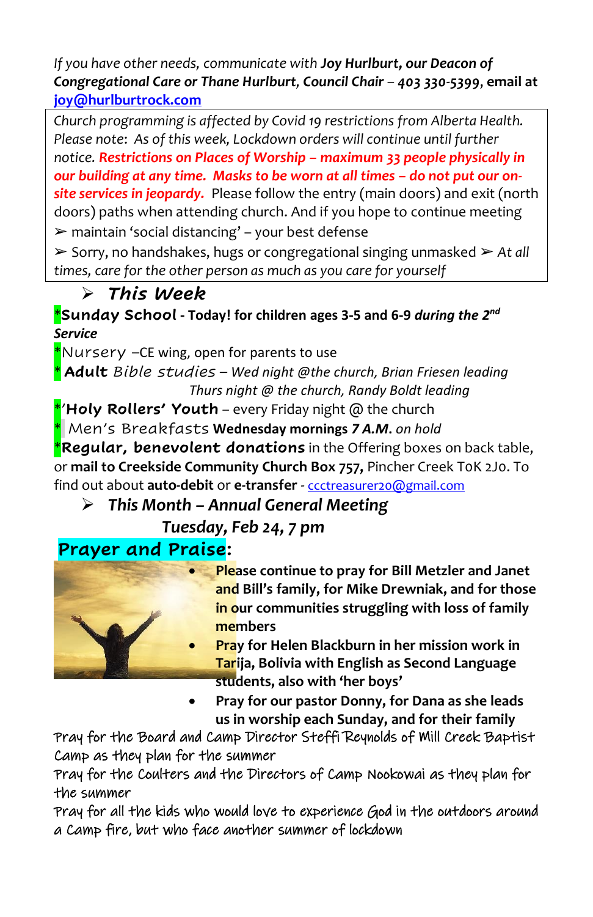*If you have other needs, communicate with* ***Joy Hurlburt, our Deacon of Congregational Care or Thane Hurlburt, Council Chair – 403 330-5399***, **email at** **joy@hurlburtrock.com**

*Church programming is affected by Covid 19 restrictions from Alberta Health. Please note*: *As of this week, Lockdown orders will continue until further notice.* ***Restrictions on Places of Worship – maximum 33 people physically in our building at any time. Masks to be worn at all times – do not put our on-site services in jeopardy.*** Please follow the entry (main doors) and exit (north doors) paths when attending church. And if you hope to continue meeting

➢ maintain 'social distancing' – your best defense

➢ Sorry, no handshakes, hugs or congregational singing unmasked ➢ *At all times, care for the other person as much as you care for yourself*

## ➢ *This Week*

***Sunday School*** **- Today! for children ages 3-5 and 6-9** ***during the 2nd Service***

*Nursery –CE wing, open for parents to use

* **Adult** *Bible studies – Wed night @the church, Brian Friesen leading*
*Thurs night @ the church, Randy Boldt leading*

*'**Holy Rollers' Youth** – every Friday night @ the church

* Men's Breakfasts **Wednesday mornings *7 A.M.*** *on hold*

***Regular, benevolent donations*** in the Offering boxes on back table, or **mail to Creekside Community Church Box 757,** Pincher Creek T0K 2J0. To find out about **auto-debit** or **e-transfer** - ccctreasurer20@gmail.com

## ➢ *This Month – Annual General Meeting*

***Tuesday, Feb 24, 7 pm***

## Prayer and Praise:

- **Please continue to pray for Bill Metzler and Janet and Bill's family, for Mike Drewniak, and for those in our communities struggling with loss of family members**
- **Pray for Helen Blackburn in her mission work in Tarija, Bolivia with English as Second Language students, also with 'her boys'**
- **Pray for our pastor Donny, for Dana as she leads us in worship each Sunday, and for their family**

Pray for the Board and Camp Director Steffi Reynolds of Mill Creek Baptist Camp as they plan for the summer

Pray for the Coulters and the Directors of Camp Nookowai as they plan for the summer

Pray for all the kids who would love to experience God in the outdoors around a Camp fire, but who face another summer of lockdown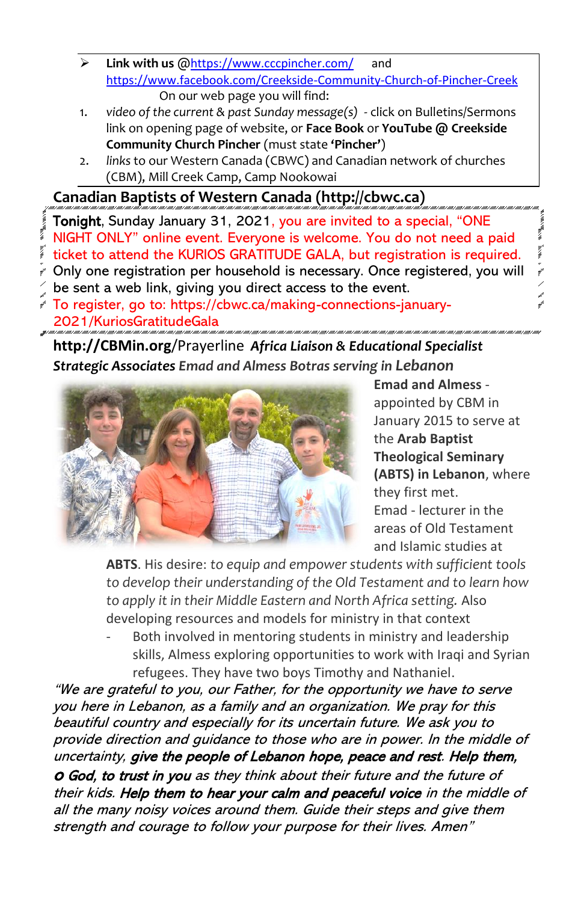- **Link with us** @https://www.cccpincher.com/ and https://www.facebook.com/Creekside-Community-Church-of-Pincher-Creek

  On our web page you will find:

1. *video of the current & past Sunday message(s)* - click on Bulletins/Sermons link on opening page of website, or **Face Book** or **YouTube @ Creekside Community Church Pincher** (must state **'Pincher'**)
2. *links* to our Western Canada (CBWC) and Canadian network of churches (CBM), Mill Creek Camp, Camp Nookowai

## Canadian Baptists of Western Canada (http://cbwc.ca)

**Tonight**, Sunday January 31, 2021, you are invited to a special, "ONE NIGHT ONLY" online event. Everyone is welcome. You do not need a paid ticket to attend the KURIOS GRATITUDE GALA, but registration is required. Only one registration per household is necessary. Once registered, you will be sent a web link, giving you direct access to the event.

To register, go to: https://cbwc.ca/making-connections-january-2021/KuriosGratitudeGala

**http://CBMin.org**/Prayerline ***Africa Liaison & Educational Specialist***

***Strategic Associates Emad and Almess Botras serving in Lebanon***

**Emad and Almess** - appointed by CBM in January 2015 to serve at the **Arab Baptist Theological Seminary (ABTS) in Lebanon**, where they first met.

Emad - lecturer in the areas of Old Testament and Islamic studies at **ABTS**. His desire: *to equip and empower students with sufficient tools to develop their understanding of the Old Testament and to learn how to apply it in their Middle Eastern and North Africa setting.* Also developing resources and models for ministry in that context

- Both involved in mentoring students in ministry and leadership skills, Almess exploring opportunities to work with Iraqi and Syrian refugees. They have two boys Timothy and Nathaniel.

*"We are grateful to you, our Father, for the opportunity we have to serve you here in Lebanon, as a family and an organization. We pray for this beautiful country and especially for its uncertain future. We ask you to provide direction and guidance to those who are in power. In the middle of uncertainty, **give the people of Lebanon hope, peace and rest**. **Help them, O God, to trust in you** as they think about their future and the future of their kids. **Help them to hear your calm and peaceful voice** in the middle of all the many noisy voices around them. Guide their steps and give them strength and courage to follow your purpose for their lives. Amen"*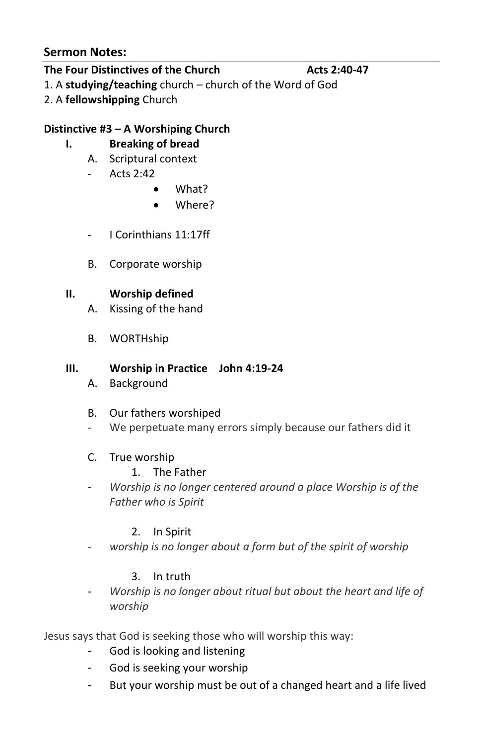## Sermon Notes:

**The Four Distinctives of the Church** **Acts 2:40-47**

1. A **studying/teaching** church – church of the Word of God
2. A **fellowshipping** Church

**Distinctive #3 – A Worshiping Church**

- **I. Breaking of bread**
  - A. Scriptural context
    - Acts 2:42
      - What?
      - Where?
    - I Corinthians 11:17ff
  - B. Corporate worship
- **II. Worship defined**
  - A. Kissing of the hand
  - B. WORTHship
- **III. Worship in Practice John 4:19-24**
  - A. Background
  - B. Our fathers worshiped
    - We perpetuate many errors simply because our fathers did it
  - C. True worship
    1. The Father
       - *Worship is no longer centered around a place Worship is of the Father who is Spirit*
    2. In Spirit
       - *worship is no longer about a form but of the spirit of worship*
    3. In truth
       - *Worship is no longer about ritual but about the heart and life of worship*

Jesus says that God is seeking those who will worship this way:

- God is looking and listening
- God is seeking your worship
- But your worship must be out of a changed heart and a life lived